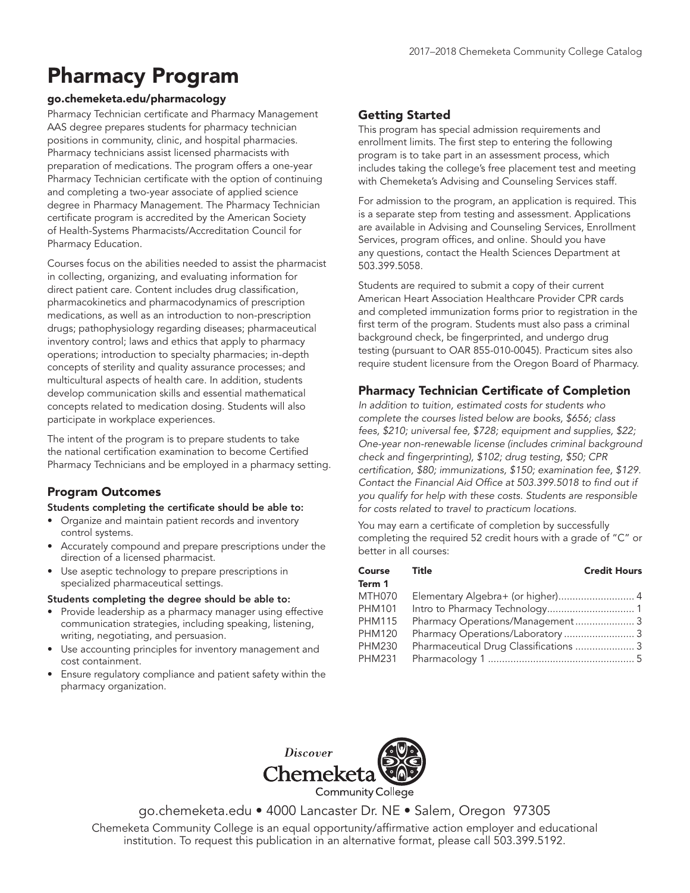# Pharmacy Program

**go.chemeketa.edu/pharmacology**

Pharmacy Technician certificate and Pharmacy Management AAS degree prepares students for pharmacy technician positions in community, clinic, and hospital pharmacies. Pharmacy technicians assist licensed pharmacists with preparation of medications. The program offers a one-year Pharmacy Technician certificate with the option of continuing and completing a two-year associate of applied science degree in Pharmacy Management. The Pharmacy Technician certificate program is accredited by the American Society of Health-Systems Pharmacists/Accreditation Council for Pharmacy Education.

Courses focus on the abilities needed to assist the pharmacist in collecting, organizing, and evaluating information for direct patient care. Content includes drug classification, pharmacokinetics and pharmacodynamics of prescription medications, as well as an introduction to non-prescription drugs; pathophysiology regarding diseases; pharmaceutical inventory control; laws and ethics that apply to pharmacy operations; introduction to specialty pharmacies; in-depth concepts of sterility and quality assurance processes; and multicultural aspects of health care. In addition, students develop communication skills and essential mathematical concepts related to medication dosing. Students will also participate in workplace experiences.

The intent of the program is to prepare students to take the national certification examination to become Certified Pharmacy Technicians and be employed in a pharmacy setting.

## Program Outcomes

**Students completing the certificate should be able to:**

- Organize and maintain patient records and inventory control systems.
- Accurately compound and prepare prescriptions under the direction of a licensed pharmacist.
- Use aseptic technology to prepare prescriptions in specialized pharmaceutical settings.

**Students completing the degree should be able to:**

- Provide leadership as a pharmacy manager using effective communication strategies, including speaking, listening, writing, negotiating, and persuasion.
- Use accounting principles for inventory management and cost containment.
- Ensure regulatory compliance and patient safety within the pharmacy organization.

## Getting Started

This program has special admission requirements and enrollment limits. The first step to entering the following program is to take part in an assessment process, which includes taking the college's free placement test and meeting with Chemeketa's Advising and Counseling Services staff.

For admission to the program, an application is required. This is a separate step from testing and assessment. Applications are available in Advising and Counseling Services, Enrollment Services, program offices, and online. Should you have any questions, contact the Health Sciences Department at 503.399.5058.

Students are required to submit a copy of their current American Heart Association Healthcare Provider CPR cards and completed immunization forms prior to registration in the first term of the program. Students must also pass a criminal background check, be fingerprinted, and undergo drug testing (pursuant to OAR 855-010-0045). Practicum sites also require student licensure from the Oregon Board of Pharmacy.

## Pharmacy Technician Certificate of Completion

*In addition to tuition, estimated costs for students who complete the courses listed below are books, $656; class fees, $210; universal fee, $728; equipment and supplies, $22; One-year non-renewable license (includes criminal background check and fingerprinting), $102; drug testing, $50; CPR certification, $80; immunizations, $150; examination fee, $129. Contact the Financial Aid Office at 503.399.5018 to find out if you qualify for help with these costs. Students are responsible for costs related to travel to practicum locations.*

You may earn a certificate of completion by successfully completing the required 52 credit hours with a grade of "C" or better in all courses:

| Course | Title | Credit Hours |
|---|---|---|
| **Term 1** | | |
| MTH070 | Elementary Algebra+ (or higher) | 4 |
| PHM101 | Intro to Pharmacy Technology | 1 |
| PHM115 | Pharmacy Operations/Management | 3 |
| PHM120 | Pharmacy Operations/Laboratory | 3 |
| PHM230 | Pharmaceutical Drug Classifications | 3 |
| PHM231 | Pharmacology 1 | 5 |

Discover Chemeketa Community College

go.chemeketa.edu • 4000 Lancaster Dr. NE • Salem, Oregon 97305

Chemeketa Community College is an equal opportunity/affirmative action employer and educational institution. To request this publication in an alternative format, please call 503.399.5192.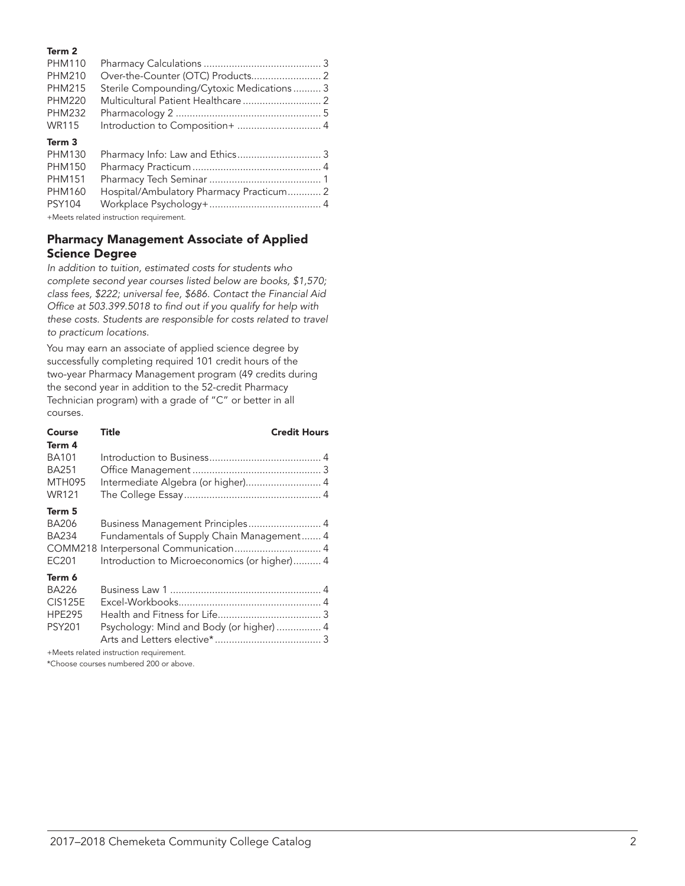**Term 2**

| | | |
|---|---|---|
| PHM110 | Pharmacy Calculations | 3 |
| PHM210 | Over-the-Counter (OTC) Products | 2 |
| PHM215 | Sterile Compounding/Cytoxic Medications | 3 |
| PHM220 | Multicultural Patient Healthcare | 2 |
| PHM232 | Pharmacology 2 | 5 |
| WR115 | Introduction to Composition+ | 4 |

**Term 3**

| | | |
|---|---|---|
| PHM130 | Pharmacy Info: Law and Ethics | 3 |
| PHM150 | Pharmacy Practicum | 4 |
| PHM151 | Pharmacy Tech Seminar | 1 |
| PHM160 | Hospital/Ambulatory Pharmacy Practicum | 2 |
| PSY104 | Workplace Psychology+ | 4 |

+Meets related instruction requirement.

## Pharmacy Management Associate of Applied Science Degree

*In addition to tuition, estimated costs for students who complete second year courses listed below are books, $1,570; class fees, $222; universal fee, $686. Contact the Financial Aid Office at 503.399.5018 to find out if you qualify for help with these costs. Students are responsible for costs related to travel to practicum locations.*

You may earn an associate of applied science degree by successfully completing required 101 credit hours of the two-year Pharmacy Management program (49 credits during the second year in addition to the 52-credit Pharmacy Technician program) with a grade of "C" or better in all courses.

| Course | Title | Credit Hours |
|---|---|---|
| **Term 4** | | |
| BA101 | Introduction to Business | 4 |
| BA251 | Office Management | 3 |
| MTH095 | Intermediate Algebra (or higher) | 4 |
| WR121 | The College Essay | 4 |
| **Term 5** | | |
| BA206 | Business Management Principles | 4 |
| BA234 | Fundamentals of Supply Chain Management | 4 |
| COMM218 | Interpersonal Communication | 4 |
| EC201 | Introduction to Microeconomics (or higher) | 4 |
| **Term 6** | | |
| BA226 | Business Law 1 | 4 |
| CIS125E | Excel-Workbooks | 4 |
| HPE295 | Health and Fitness for Life | 3 |
| PSY201 | Psychology: Mind and Body (or higher) | 4 |
| | Arts and Letters elective* | 3 |

+Meets related instruction requirement.

*Choose courses numbered 200 or above.